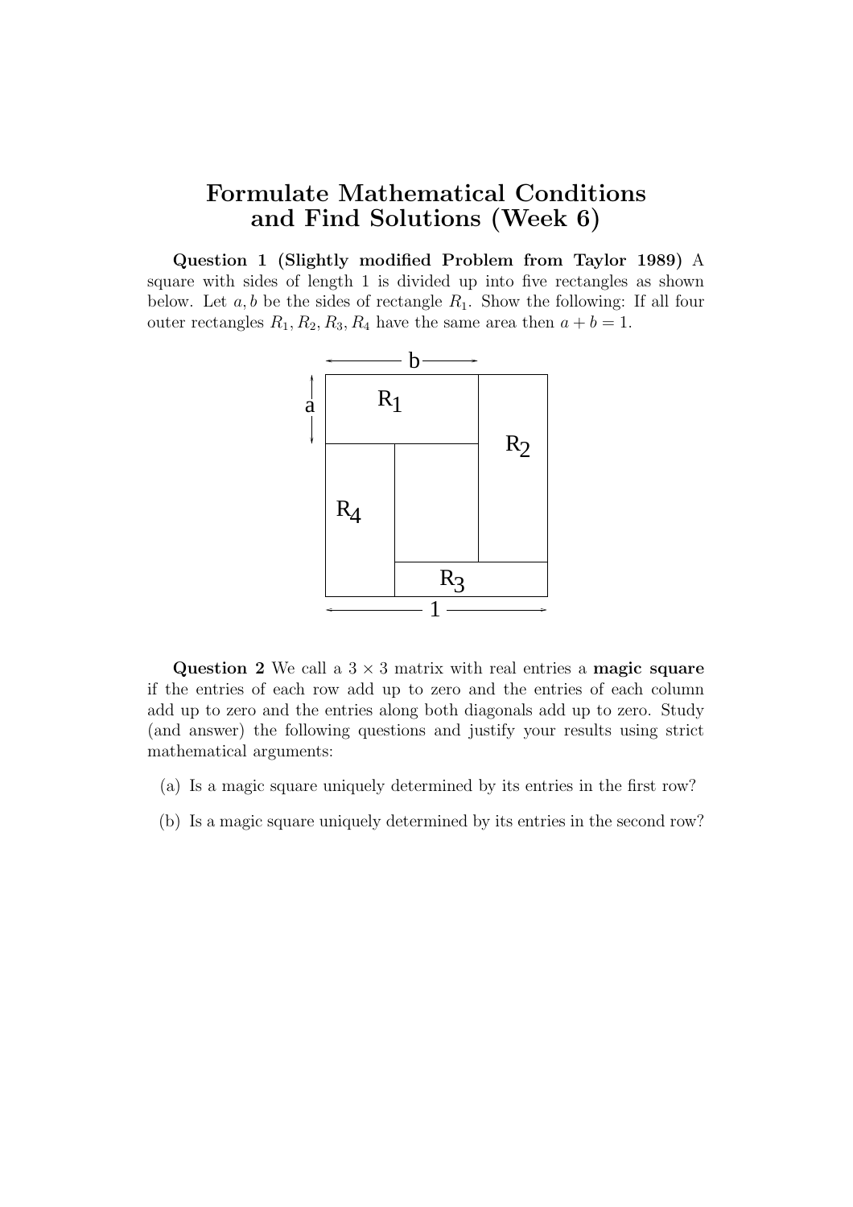# Formulate Mathematical Conditions and Find Solutions (Week 6)

**Question 1 (Slightly modified Problem from Taylor 1989)** A square with sides of length 1 is divided up into five rectangles as shown below. Let $a, b$ be the sides of rectangle $R_1$. Show the following: If all four outer rectangles $R_1, R_2, R_3, R_4$ have the same area then $a + b = 1$.

**Question 2** We call a $3 \times 3$ matrix with real entries a **magic square** if the entries of each row add up to zero and the entries of each column add up to zero and the entries along both diagonals add up to zero. Study (and answer) the following questions and justify your results using strict mathematical arguments:

(a) Is a magic square uniquely determined by its entries in the first row?

(b) Is a magic square uniquely determined by its entries in the second row?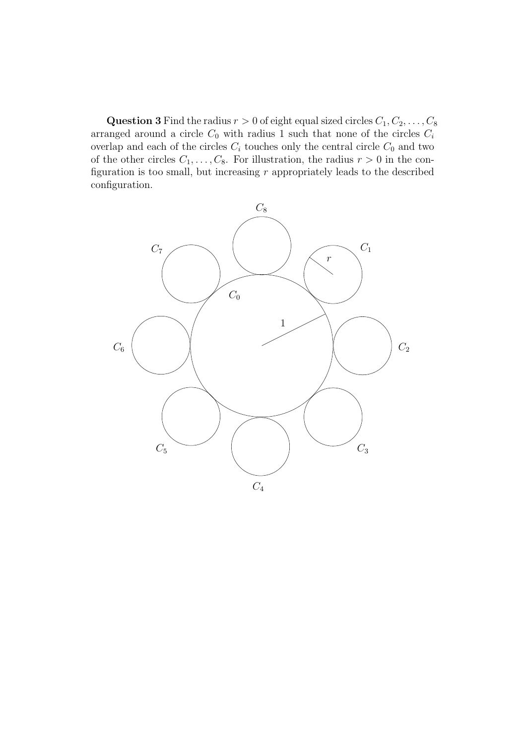**Question 3** Find the radius $r > 0$ of eight equal sized circles $C_1, C_2, \ldots, C_8$ arranged around a circle $C_0$ with radius 1 such that none of the circles $C_i$ overlap and each of the circles $C_i$ touches only the central circle $C_0$ and two of the other circles $C_1, \ldots, C_8$. For illustration, the radius $r > 0$ in the configuration is too small, but increasing $r$ appropriately leads to the described configuration.

$C_8$

$C_7$

$C_1$

$r$

$C_0$

1

$C_6$

$C_2$

$C_5$

$C_3$

$C_4$